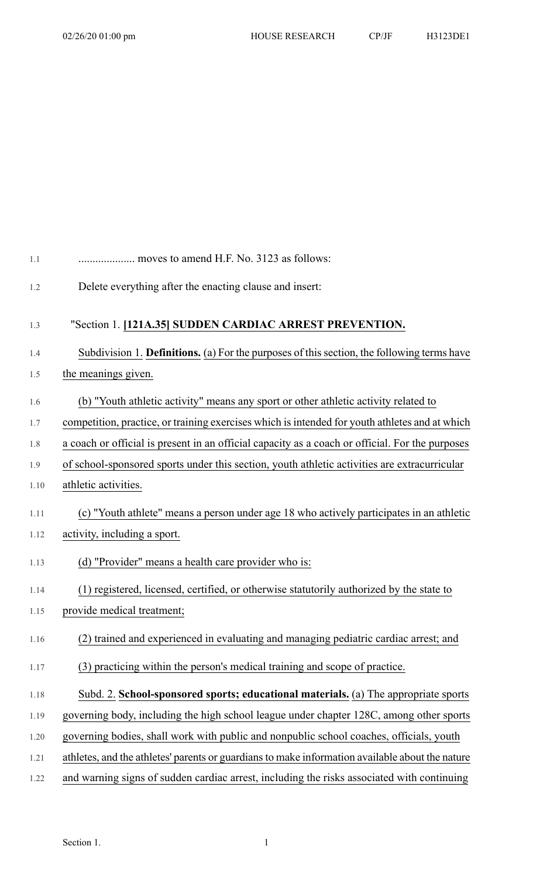.................... moves to amend H.F. No. 3123 as follows:

Delete everything after the enacting clause and insert:

"Section 1. **[121A.35] SUDDEN CARDIAC ARREST PREVENTION.**

Subdivision 1. **Definitions.** (a) For the purposes of this section, the following terms have the meanings given.

(b) "Youth athletic activity" means any sport or other athletic activity related to competition, practice, or training exercises which is intended for youth athletes and at which a coach or official is present in an official capacity as a coach or official. For the purposes of school-sponsored sports under this section, youth athletic activities are extracurricular athletic activities.

(c) "Youth athlete" means a person under age 18 who actively participates in an athletic activity, including a sport.

(d) "Provider" means a health care provider who is:

(1) registered, licensed, certified, or otherwise statutorily authorized by the state to provide medical treatment;

(2) trained and experienced in evaluating and managing pediatric cardiac arrest; and

(3) practicing within the person's medical training and scope of practice.

Subd. 2. **School-sponsored sports; educational materials.** (a) The appropriate sports governing body, including the high school league under chapter 128C, among other sports governing bodies, shall work with public and nonpublic school coaches, officials, youth athletes, and the athletes' parents or guardians to make information available about the nature and warning signs of sudden cardiac arrest, including the risks associated with continuing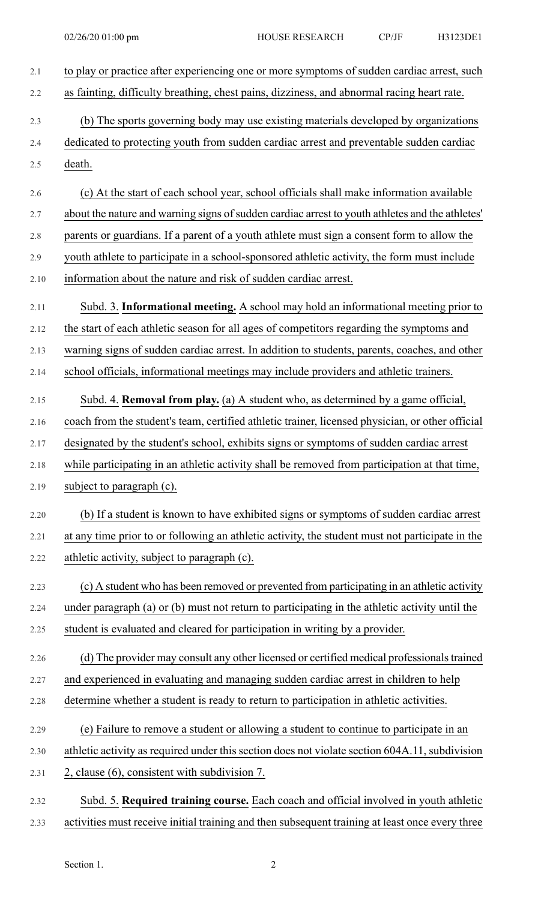to play or practice after experiencing one or more symptoms of sudden cardiac arrest, such as fainting, difficulty breathing, chest pains, dizziness, and abnormal racing heart rate.

(b) The sports governing body may use existing materials developed by organizations dedicated to protecting youth from sudden cardiac arrest and preventable sudden cardiac death.

(c) At the start of each school year, school officials shall make information available about the nature and warning signs of sudden cardiac arrest to youth athletes and the athletes' parents or guardians. If a parent of a youth athlete must sign a consent form to allow the youth athlete to participate in a school-sponsored athletic activity, the form must include information about the nature and risk of sudden cardiac arrest.

Subd. 3. **Informational meeting.** A school may hold an informational meeting prior to the start of each athletic season for all ages of competitors regarding the symptoms and warning signs of sudden cardiac arrest. In addition to students, parents, coaches, and other school officials, informational meetings may include providers and athletic trainers.

Subd. 4. **Removal from play.** (a) A student who, as determined by a game official, coach from the student's team, certified athletic trainer, licensed physician, or other official designated by the student's school, exhibits signs or symptoms of sudden cardiac arrest while participating in an athletic activity shall be removed from participation at that time, subject to paragraph (c).

(b) If a student is known to have exhibited signs or symptoms of sudden cardiac arrest at any time prior to or following an athletic activity, the student must not participate in the athletic activity, subject to paragraph (c).

(c) A student who has been removed or prevented from participating in an athletic activity under paragraph (a) or (b) must not return to participating in the athletic activity until the student is evaluated and cleared for participation in writing by a provider.

(d) The provider may consult any other licensed or certified medical professionals trained and experienced in evaluating and managing sudden cardiac arrest in children to help determine whether a student is ready to return to participation in athletic activities.

(e) Failure to remove a student or allowing a student to continue to participate in an athletic activity as required under this section does not violate section 604A.11, subdivision 2, clause (6), consistent with subdivision 7.

Subd. 5. **Required training course.** Each coach and official involved in youth athletic activities must receive initial training and then subsequent training at least once every three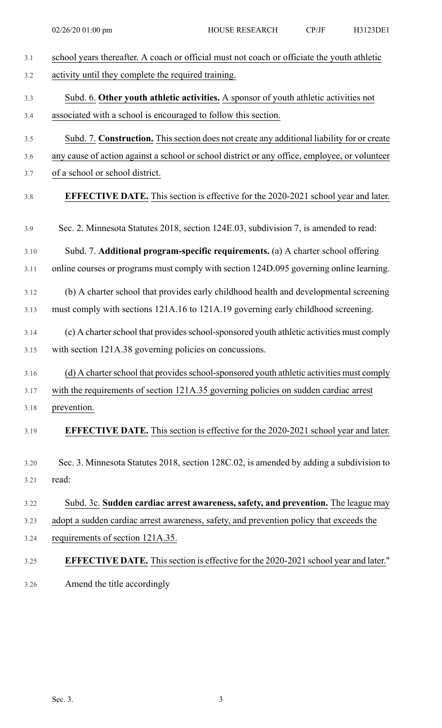school years thereafter. A coach or official must not coach or officiate the youth athletic activity until they complete the required training.

Subd. 6. **Other youth athletic activities.** A sponsor of youth athletic activities not associated with a school is encouraged to follow this section.

Subd. 7. **Construction.** This section does not create any additional liability for or create any cause of action against a school or school district or any office, employee, or volunteer of a school or school district.

**EFFECTIVE DATE.** This section is effective for the 2020-2021 school year and later.

Sec. 2. Minnesota Statutes 2018, section 124E.03, subdivision 7, is amended to read:

Subd. 7. **Additional program-specific requirements.** (a) A charter school offering online courses or programs must comply with section 124D.095 governing online learning.

(b) A charter school that provides early childhood health and developmental screening must comply with sections 121A.16 to 121A.19 governing early childhood screening.

(c) A charter school that provides school-sponsored youth athletic activities must comply with section 121A.38 governing policies on concussions.

(d) A charter school that provides school-sponsored youth athletic activities must comply with the requirements of section 121A.35 governing policies on sudden cardiac arrest prevention.

**EFFECTIVE DATE.** This section is effective for the 2020-2021 school year and later.

Sec. 3. Minnesota Statutes 2018, section 128C.02, is amended by adding a subdivision to read:

Subd. 3c. **Sudden cardiac arrest awareness, safety, and prevention.** The league may adopt a sudden cardiac arrest awareness, safety, and prevention policy that exceeds the requirements of section 121A.35.

**EFFECTIVE DATE.** This section is effective for the 2020-2021 school year and later."

Amend the title accordingly